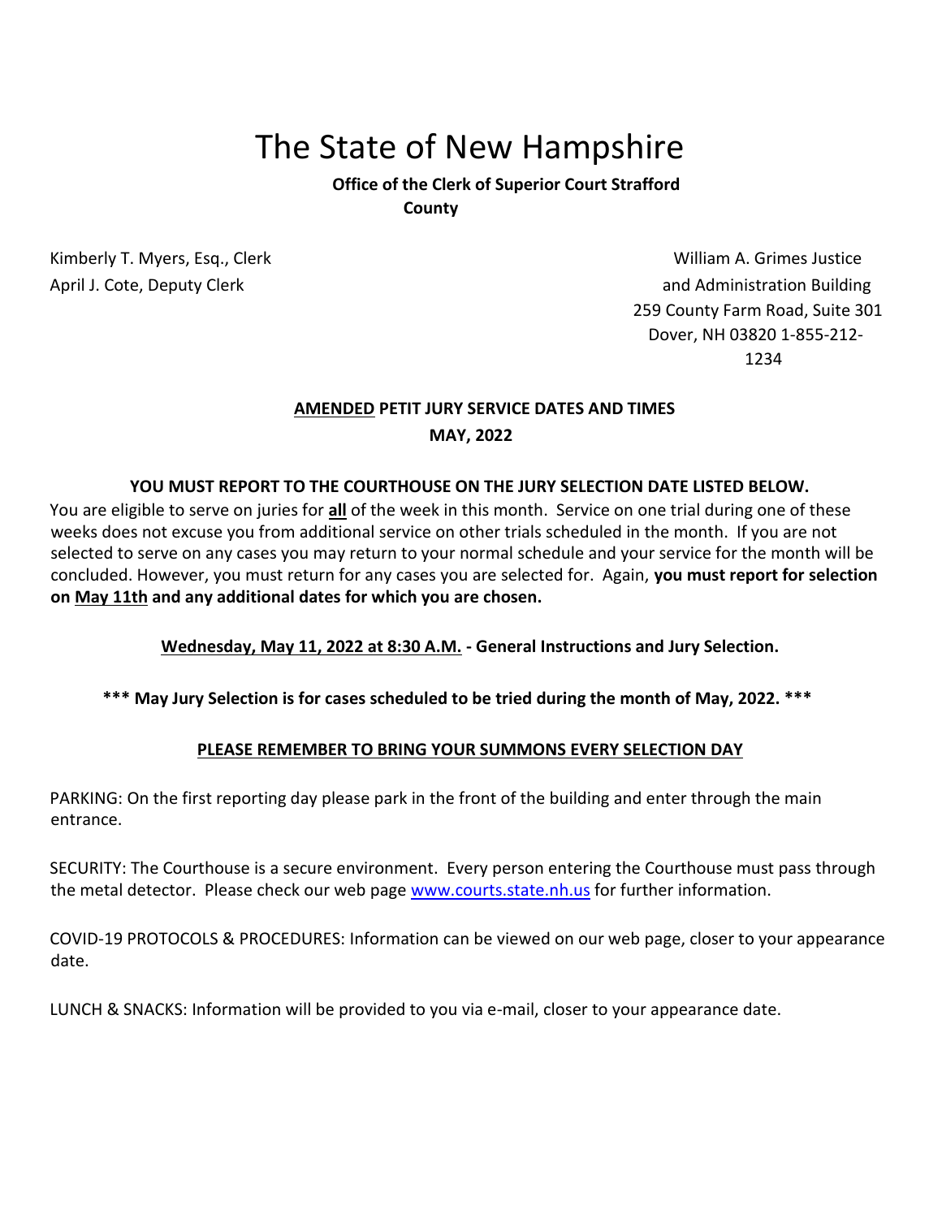# The State of New Hampshire

**Office of the Clerk of Superior Court Strafford County**

Kimberly T. Myers, Esq., Clerk
April J. Cote, Deputy Clerk

William A. Grimes Justice
and Administration Building
259 County Farm Road, Suite 301
Dover, NH 03820 1-855-212-1234

**AMENDED PETIT JURY SERVICE DATES AND TIMES**
**MAY, 2022**

**YOU MUST REPORT TO THE COURTHOUSE ON THE JURY SELECTION DATE LISTED BELOW.**

You are eligible to serve on juries for **all** of the week in this month. Service on one trial during one of these weeks does not excuse you from additional service on other trials scheduled in the month. If you are not selected to serve on any cases you may return to your normal schedule and your service for the month will be concluded. However, you must return for any cases you are selected for. Again, **you must report for selection on May 11th and any additional dates for which you are chosen.**

**Wednesday, May 11, 2022 at 8:30 A.M. - General Instructions and Jury Selection.**

**\*\*\* May Jury Selection is for cases scheduled to be tried during the month of May, 2022. \*\*\***

**PLEASE REMEMBER TO BRING YOUR SUMMONS EVERY SELECTION DAY**

PARKING: On the first reporting day please park in the front of the building and enter through the main entrance.

SECURITY: The Courthouse is a secure environment. Every person entering the Courthouse must pass through the metal detector. Please check our web page www.courts.state.nh.us for further information.

COVID-19 PROTOCOLS & PROCEDURES: Information can be viewed on our web page, closer to your appearance date.

LUNCH & SNACKS: Information will be provided to you via e-mail, closer to your appearance date.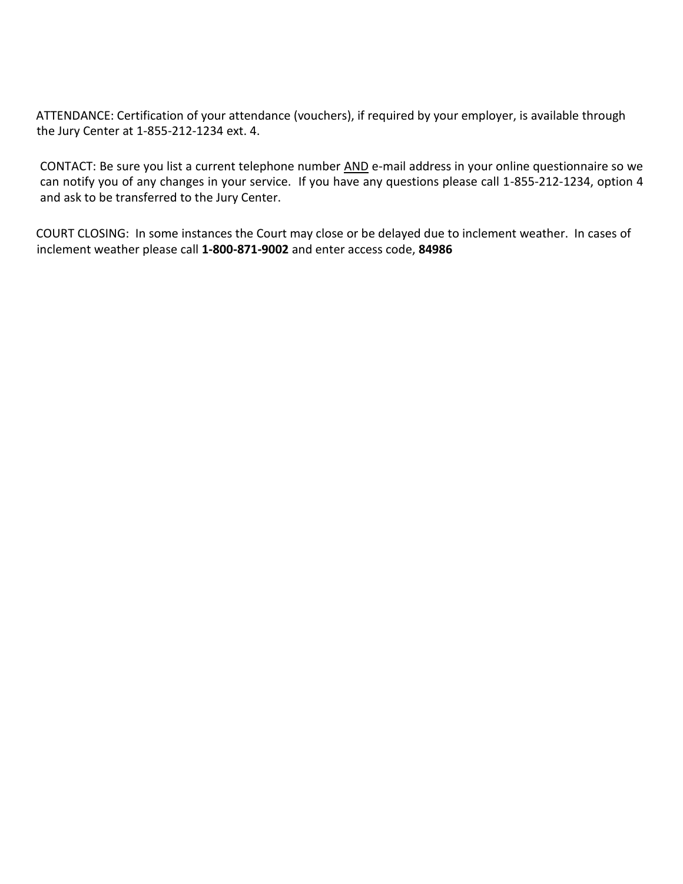ATTENDANCE: Certification of your attendance (vouchers), if required by your employer, is available through the Jury Center at 1-855-212-1234 ext. 4.

CONTACT: Be sure you list a current telephone number AND e-mail address in your online questionnaire so we can notify you of any changes in your service. If you have any questions please call 1-855-212-1234, option 4 and ask to be transferred to the Jury Center.

COURT CLOSING: In some instances the Court may close or be delayed due to inclement weather. In cases of inclement weather please call **1-800-871-9002** and enter access code, **84986**